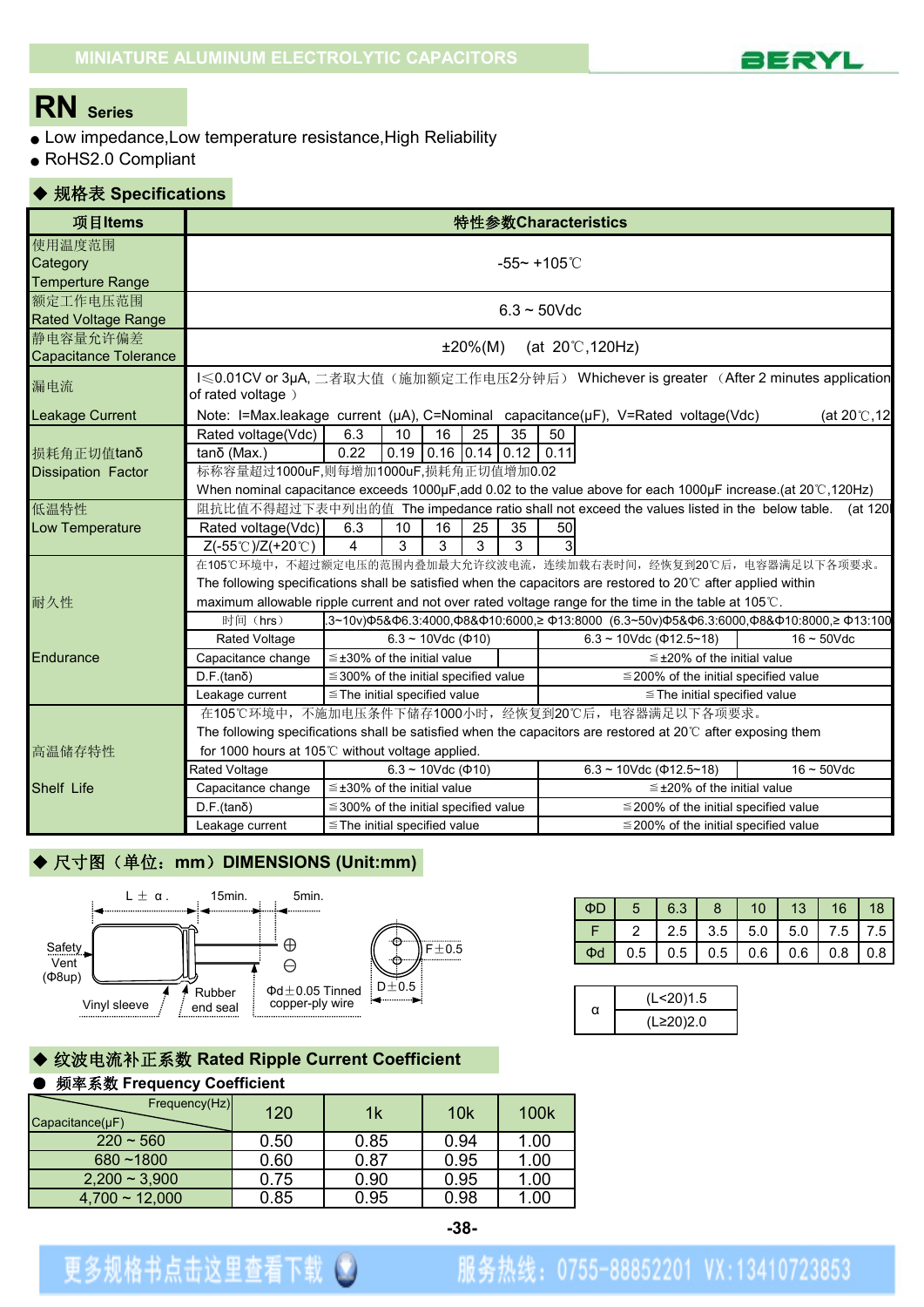MINIATURE ALUMINUM ELECTROLYTIC CAPACITORS

BERYL

# RN Series

- Low impedance,Low temperature resistance,High Reliability
- RoHS2.0 Compliant

## ◆ 规格表 Specifications

| 项目Items | 特性参数Characteristics | | | | | | | |
|---|---|---|---|---|---|---|---|---|
| 使用温度范围 Category Temperture Range | -55~ +105℃ | | | | | | | |
| 额定工作电压范围 Rated Voltage Range | 6.3 ~ 50Vdc | | | | | | | |
| 静电容量允许偏差 Capacitance Tolerance | ±20%(M)　(at 20℃,120Hz) | | | | | | | |
| 漏电流 Leakage Current | I≤0.01CV or 3μA, 二者取大值（施加额定工作电压2分钟后） Whichever is greater （After 2 minutes application of rated voltage ） Note: I=Max.leakage current (μA), C=Nominal capacitance(μF), V=Rated voltage(Vdc)　(at 20℃,12 | | | | | | | |
| 损耗角正切值tanδ Dissipation Factor | Rated voltage(Vdc) | 6.3 | 10 | 16 | 25 | 35 | 50 | |
| | tanδ (Max.) | 0.22 | 0.19 | 0.16 | 0.14 | 0.12 | 0.11 | |
| | 标称容量超过1000uF,则每增加1000uF,损耗角正切值增加0.02 When nominal capacitance exceeds 1000μF,add 0.02 to the value above for each 1000μF increase.(at 20℃,120Hz) | | | | | | | |
| 低温特性 Low Temperature | 阻抗比值不得超过下表中列出的值 The impedance ratio shall not exceed the values listed in the below table.　(at 120 | | | | | | | |
| | Rated voltage(Vdc) | 6.3 | 10 | 16 | 25 | 35 | 50 | |
| | Z(-55℃)/Z(+20℃) | 4 | 3 | 3 | 3 | 3 | 3 | |

| 耐久性 Endurance | | | | |
|---|---|---|---|---|
| 在105℃环境中，不超过额定电压的范围内叠加最大允许纹波电流，连续加载右表时间，经恢复到20℃后，电容器满足以下各项要求。 The following specifications shall be satisfied when the capacitors are restored to 20℃ after applied within maximum allowable ripple current and not over rated voltage range for the time in the table at 105℃. | | | | |
| 时间（hrs） | 3~10v)Φ5&Φ6.3:4000,Φ8&Φ10:6000,≥ Φ13:8000 (6.3~50v)Φ5&Φ6.3:6000,Φ8&Φ10:8000,≥ Φ13:100 | | | |
| Rated Voltage | 6.3 ~ 10Vdc (Φ10) | | 6.3 ~ 10Vdc (Φ12.5~18) | 16 ~ 50Vdc |
| Capacitance change | ≦±30% of the initial value | | ≦±20% of the initial value | |
| D.F.(tanδ) | ≦300% of the initial specified value | | ≦200% of the initial specified value | |
| Leakage current | ≦The initial specified value | | ≦The initial specified value | |

| 高温储存特性 Shelf Life | | | |
|---|---|---|---|
| 在105℃环境中，不施加电压条件下储存1000小时，经恢复到20℃后，电容器满足以下各项要求。 The following specifications shall be satisfied when the capacitors are restored at 20℃ after exposing them for 1000 hours at 105℃ without voltage applied. | | | |
| Rated Voltage | 6.3 ~ 10Vdc (Φ10) | 6.3 ~ 10Vdc (Φ12.5~18) | 16 ~ 50Vdc |
| Capacitance change | ≦±30% of the initial value | ≦±20% of the initial value | |
| D.F.(tanδ) | ≦300% of the initial specified value | ≦200% of the initial specified value | |
| Leakage current | ≦The initial specified value | ≦200% of the initial specified value | |

## ◆ 尺寸图（单位：mm）DIMENSIONS (Unit:mm)

L ± α　15min.　5min.
Safety Vent (Φ8up)　Vinyl sleeve　Rubber end seal　Φd±0.05 Tinned copper-ply wire　F±0.5　D±0.5

| ΦD | 5 | 6.3 | 8 | 10 | 13 | 16 | 18 |
|---|---|---|---|---|---|---|---|
| F | 2 | 2.5 | 3.5 | 5.0 | 5.0 | 7.5 | 7.5 |
| Φd | 0.5 | 0.5 | 0.5 | 0.6 | 0.6 | 0.8 | 0.8 |

| α | |
|---|---|
| | (L<20)1.5 |
| | (L≥20)2.0 |

## ◆ 纹波电流补正系数 Rated Ripple Current Coefficient

- **频率系数 Frequency Coefficient**

| Capacitance(μF) \ Frequency(Hz) | 120 | 1k | 10k | 100k |
|---|---|---|---|---|
| 220 ~ 560 | 0.50 | 0.85 | 0.94 | 1.00 |
| 680 ~1800 | 0.60 | 0.87 | 0.95 | 1.00 |
| 2,200 ~ 3,900 | 0.75 | 0.90 | 0.95 | 1.00 |
| 4,700 ~ 12,000 | 0.85 | 0.95 | 0.98 | 1.00 |

更多规格书点击这里查看下载　服务热线：0755-88852201 VX:13410723853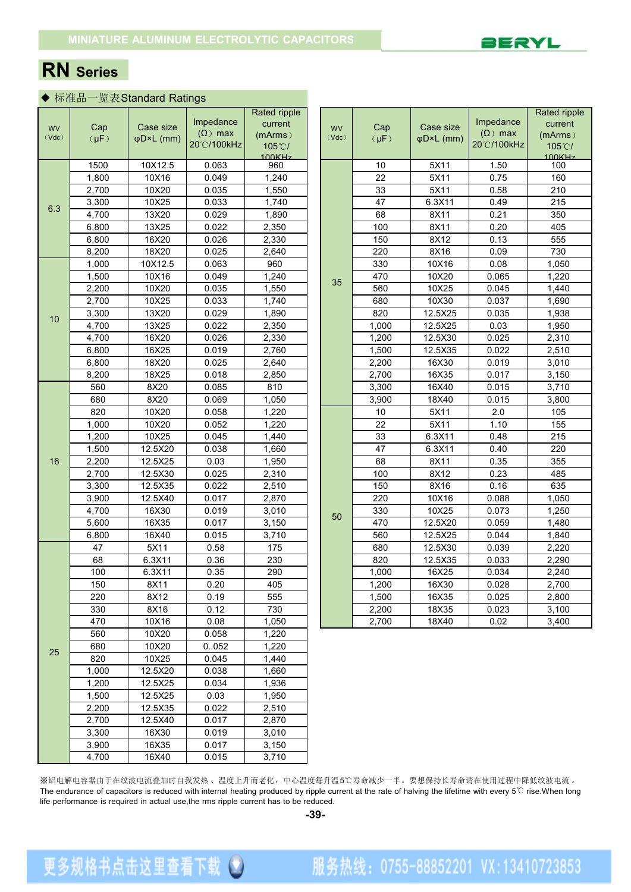MINIATURE ALUMINUM ELECTROLYTIC CAPACITORS

# RN Series

◆ 标准品一览表Standard Ratings

| WV (Vdc) | Cap (μF) | Case size φD×L (mm) | Impedance (Ω) max 20℃/100kHz | Rated ripple current (mArms) 105℃/100KHz |
|---|---|---|---|---|
| 6.3 | 1500 | 10X12.5 | 0.063 | 960 |
| | 1,800 | 10X16 | 0.049 | 1,240 |
| | 2,700 | 10X20 | 0.035 | 1,550 |
| | 3,300 | 10X25 | 0.033 | 1,740 |
| | 4,700 | 13X20 | 0.029 | 1,890 |
| | 6,800 | 13X25 | 0.022 | 2,350 |
| | 6,800 | 16X20 | 0.026 | 2,330 |
| | 8,200 | 18X20 | 0.025 | 2,640 |
| 10 | 1,000 | 10X12.5 | 0.063 | 960 |
| | 1,500 | 10X16 | 0.049 | 1,240 |
| | 2,200 | 10X20 | 0.035 | 1,550 |
| | 2,700 | 10X25 | 0.033 | 1,740 |
| | 3,300 | 13X20 | 0.029 | 1,890 |
| | 4,700 | 13X25 | 0.022 | 2,350 |
| | 4,700 | 16X20 | 0.026 | 2,330 |
| | 6,800 | 16X25 | 0.019 | 2,760 |
| | 6,800 | 18X20 | 0.025 | 2,640 |
| | 8,200 | 18X25 | 0.018 | 2,850 |
| 16 | 560 | 8X20 | 0.085 | 810 |
| | 680 | 8X20 | 0.069 | 1,050 |
| | 820 | 10X20 | 0.058 | 1,220 |
| | 1,000 | 10X20 | 0.052 | 1,220 |
| | 1,200 | 10X25 | 0.045 | 1,440 |
| | 1,500 | 12.5X20 | 0.038 | 1,660 |
| | 2,200 | 12.5X25 | 0.03 | 1,950 |
| | 2,700 | 12.5X30 | 0.025 | 2,310 |
| | 3,300 | 12.5X35 | 0.022 | 2,510 |
| | 3,900 | 12.5X40 | 0.017 | 2,870 |
| | 4,700 | 16X30 | 0.019 | 3,010 |
| | 5,600 | 16X35 | 0.017 | 3,150 |
| | 6,800 | 16X40 | 0.015 | 3,710 |
| 25 | 47 | 5X11 | 0.58 | 175 |
| | 68 | 6.3X11 | 0.36 | 230 |
| | 100 | 6.3X11 | 0.35 | 290 |
| | 150 | 8X11 | 0.20 | 405 |
| | 220 | 8X12 | 0.19 | 555 |
| | 330 | 8X16 | 0.12 | 730 |
| | 470 | 10X16 | 0.08 | 1,050 |
| | 560 | 10X20 | 0.058 | 1,220 |
| | 680 | 10X20 | 0..052 | 1,220 |
| | 820 | 10X25 | 0.045 | 1,440 |
| | 1,000 | 12.5X20 | 0.038 | 1,660 |
| | 1,200 | 12.5X25 | 0.034 | 1,936 |
| | 1,500 | 12.5X25 | 0.03 | 1,950 |
| | 2,200 | 12.5X35 | 0.022 | 2,510 |
| | 2,700 | 12.5X40 | 0.017 | 2,870 |
| | 3,300 | 16X30 | 0.019 | 3,010 |
| | 3,900 | 16X35 | 0.017 | 3,150 |
| | 4,700 | 16X40 | 0.015 | 3,710 |
| 35 | 10 | 5X11 | 1.50 | 100 |
| | 22 | 5X11 | 0.75 | 160 |
| | 33 | 5X11 | 0.58 | 210 |
| | 47 | 6.3X11 | 0.49 | 215 |
| | 68 | 8X11 | 0.21 | 350 |
| | 100 | 8X11 | 0.20 | 405 |
| | 150 | 8X12 | 0.13 | 555 |
| | 220 | 8X16 | 0.09 | 730 |
| | 330 | 10X16 | 0.08 | 1,050 |
| | 470 | 10X20 | 0.065 | 1,220 |
| | 560 | 10X25 | 0.045 | 1,440 |
| | 680 | 10X30 | 0.037 | 1,690 |
| | 820 | 12.5X25 | 0.035 | 1,938 |
| | 1,000 | 12.5X25 | 0.03 | 1,950 |
| | 1,200 | 12.5X30 | 0.025 | 2,310 |
| | 1,500 | 12.5X35 | 0.022 | 2,510 |
| | 2,200 | 16X30 | 0.019 | 3,010 |
| | 2,700 | 16X35 | 0.017 | 3,150 |
| | 3,300 | 16X40 | 0.015 | 3,710 |
| | 3,900 | 18X40 | 0.015 | 3,800 |
| 50 | 10 | 5X11 | 2.0 | 105 |
| | 22 | 5X11 | 1.10 | 155 |
| | 33 | 6.3X11 | 0.48 | 215 |
| | 47 | 6.3X11 | 0.40 | 220 |
| | 68 | 8X11 | 0.35 | 355 |
| | 100 | 8X12 | 0.23 | 485 |
| | 150 | 8X16 | 0.16 | 635 |
| | 220 | 10X16 | 0.088 | 1,050 |
| | 330 | 10X25 | 0.073 | 1,250 |
| | 470 | 12.5X20 | 0.059 | 1,480 |
| | 560 | 12.5X25 | 0.044 | 1,840 |
| | 680 | 12.5X30 | 0.039 | 2,220 |
| | 820 | 12.5X35 | 0.033 | 2,290 |
| | 1,000 | 16X25 | 0.034 | 2,240 |
| | 1,200 | 16X30 | 0.028 | 2,700 |
| | 1,500 | 16X35 | 0.025 | 2,800 |
| | 2,200 | 18X35 | 0.023 | 3,100 |
| | 2,700 | 18X40 | 0.02 | 3,400 |

※铝电解电容器由于在纹波电流叠加时自我发热 、温度上升而老化，中心温度每升温5℃寿命减少一半。要想保持长寿命请在使用过程中降低纹波电流 。
The endurance of capacitors is reduced with internal heating produced by ripple current at the rate of halving the lifetime with every 5℃ rise.When long life performance is required in actual use,the rms ripple current has to be reduced.

更多规格书点击这里查看下载　服务热线：0755-88852201 VX:13410723853